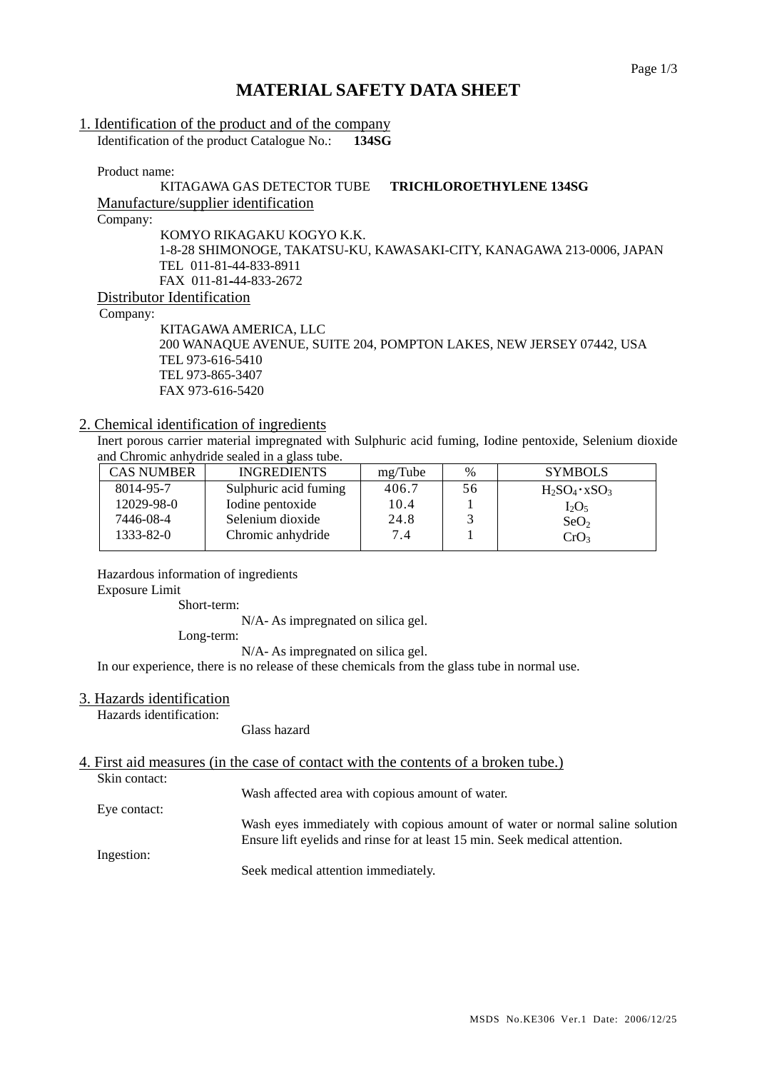# MATERIAL SAFETY DATA SHEET

## 1. Identification of the product and of the company

Identification of the product Catalogue No.: **134SG**

Product name:

KITAGAWA GAS DETECTOR TUBE **TRICHLOROETHYLENE 134SG**

### Manufacture/supplier identification

Company:

KOMYO RIKAGAKU KOGYO K.K.
1-8-28 SHIMONOGE, TAKATSU-KU, KAWASAKI-CITY, KANAGAWA 213-0006, JAPAN
TEL 011-81-44-833-8911
FAX 011-81-44-833-2672

### Distributor Identification

Company:

KITAGAWA AMERICA, LLC
200 WANAQUE AVENUE, SUITE 204, POMPTON LAKES, NEW JERSEY 07442, USA
TEL 973-616-5410
TEL 973-865-3407
FAX 973-616-5420

## 2. Chemical identification of ingredients

Inert porous carrier material impregnated with Sulphuric acid fuming, Iodine pentoxide, Selenium dioxide and Chromic anhydride sealed in a glass tube.

| CAS NUMBER | INGREDIENTS | mg/Tube | % | SYMBOLS |
|---|---|---|---|---|
| 8014-95-7 | Sulphuric acid fuming | 406.7 | 56 | $H_2SO_4 \cdot xSO_3$ |
| 12029-98-0 | Iodine pentoxide | 10.4 | 1 | $I_2O_5$ |
| 7446-08-4 | Selenium dioxide | 24.8 | 3 | $SeO_2$ |
| 1333-82-0 | Chromic anhydride | 7.4 | 1 | $CrO_3$ |

Hazardous information of ingredients

Exposure Limit

Short-term:

N/A- As impregnated on silica gel.

Long-term:

N/A- As impregnated on silica gel.

In our experience, there is no release of these chemicals from the glass tube in normal use.

## 3. Hazards identification

Hazards identification:

Glass hazard

## 4. First aid measures (in the case of contact with the contents of a broken tube.)

Skin contact:

Wash affected area with copious amount of water.

Eye contact:

Wash eyes immediately with copious amount of water or normal saline solution Ensure lift eyelids and rinse for at least 15 min. Seek medical attention.

Ingestion:

Seek medical attention immediately.

MSDS No.KE306 Ver.1 Date: 2006/12/25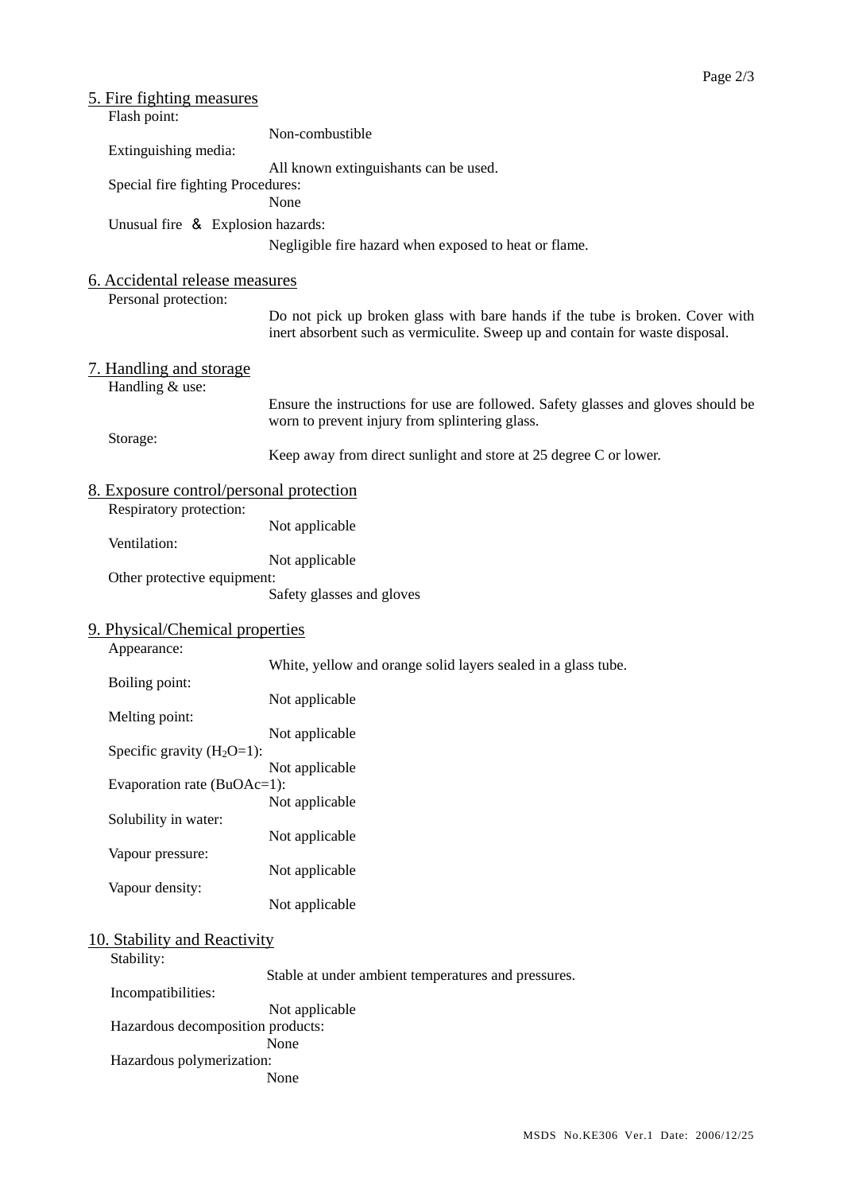## 5. Fire fighting measures

Flash point:
Non-combustible

Extinguishing media:
All known extinguishants can be used.

Special fire fighting Procedures:
None

Unusual fire ＆ Explosion hazards:
Negligible fire hazard when exposed to heat or flame.

## 6. Accidental release measures

Personal protection:
Do not pick up broken glass with bare hands if the tube is broken. Cover with inert absorbent such as vermiculite. Sweep up and contain for waste disposal.

## 7. Handling and storage

Handling & use:
Ensure the instructions for use are followed. Safety glasses and gloves should be worn to prevent injury from splintering glass.

Storage:
Keep away from direct sunlight and store at 25 degree C or lower.

## 8. Exposure control/personal protection

Respiratory protection:
Not applicable

Ventilation:
Not applicable

Other protective equipment:
Safety glasses and gloves

## 9. Physical/Chemical properties

Appearance:
White, yellow and orange solid layers sealed in a glass tube.

Boiling point:
Not applicable

Melting point:
Not applicable

Specific gravity ($H_2O$=1):
Not applicable

Evaporation rate (BuOAc=1):
Not applicable

Solubility in water:
Not applicable

Vapour pressure:
Not applicable

Vapour density:
Not applicable

## 10. Stability and Reactivity

Stability:
Stable at under ambient temperatures and pressures.

Incompatibilities:
Not applicable

Hazardous decomposition products:
None

Hazardous polymerization:
None

MSDS No.KE306 Ver.1 Date: 2006/12/25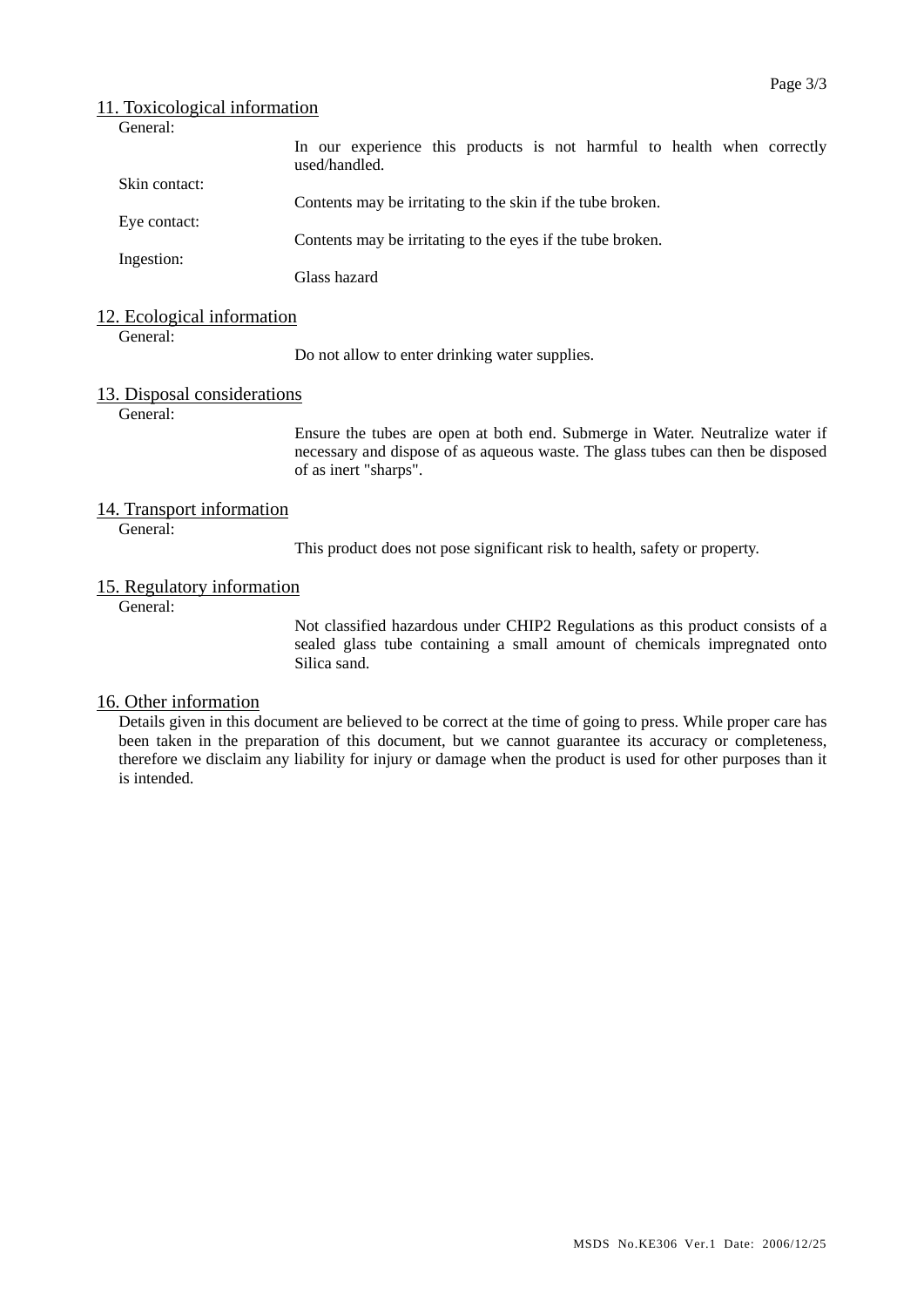## 11. Toxicological information

General:

In our experience this products is not harmful to health when correctly used/handled.

Skin contact:

Contents may be irritating to the skin if the tube broken.

Eye contact:

Contents may be irritating to the eyes if the tube broken.

Ingestion:

Glass hazard

## 12. Ecological information

General:

Do not allow to enter drinking water supplies.

## 13. Disposal considerations

General:

Ensure the tubes are open at both end. Submerge in Water. Neutralize water if necessary and dispose of as aqueous waste. The glass tubes can then be disposed of as inert "sharps".

## 14. Transport information

General:

This product does not pose significant risk to health, safety or property.

## 15. Regulatory information

General:

Not classified hazardous under CHIP2 Regulations as this product consists of a sealed glass tube containing a small amount of chemicals impregnated onto Silica sand.

## 16. Other information

Details given in this document are believed to be correct at the time of going to press. While proper care has been taken in the preparation of this document, but we cannot guarantee its accuracy or completeness, therefore we disclaim any liability for injury or damage when the product is used for other purposes than it is intended.